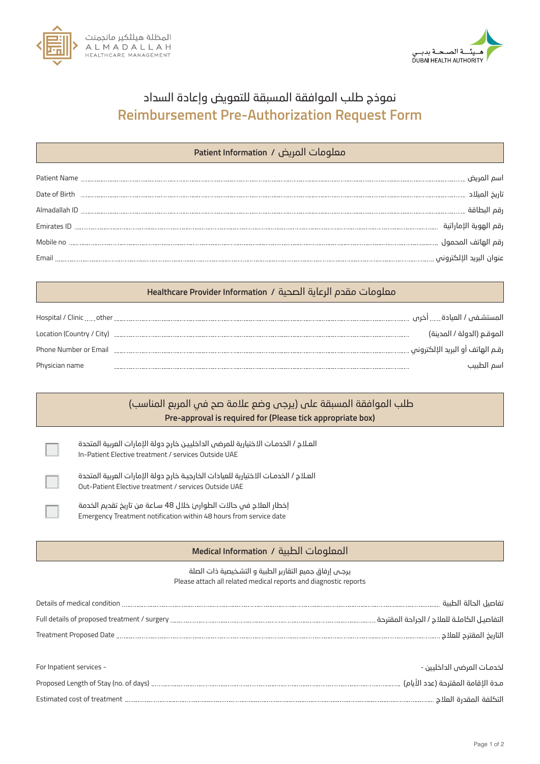المظلة هيلثكير مانجمنت
ALMADALLAH
HEALTHCARE MANAGEMENT

هيئة الصحة بدبي
DUBAI HEALTH AUTHORITY

# نموذج طلب الموافقة المسبقة للتعويض وإعادة السداد
# Reimbursement Pre-Authorization Request Form

## Patient Information / معلومات المريض

Patient Name ........................................................ اسم المريض

Date of Birth ........................................................ تاريخ الميلاد

Almadallah ID ........................................................ رقم البطاقة

Emirates ID ........................................................ رقم الهوية الإماراتية

Mobile no ........................................................ رقم الهاتف المحمول

Email ........................................................ عنوان البريد الإلكتروني

## Healthcare Provider Information / معلومات مقدم الرعاية الصحية

Hospital / Clinic ...... other ........................................................ المستشفى / العيادة ...... أخرى

Location (Country / City) ........................................................ الموقع (الدولة / المدينة)

Phone Number or Email ........................................................ رقم الهاتف أو البريد الإلكتروني

Physician name ........................................................ اسم الطبيب

## طلب الموافقة المسبقة على (يرجى وضع علامة صح في المربع المناسب)
## Pre-approval is required for (Please tick appropriate box)

- [ ] العلاج / الخدمات الاختيارية للمرضى الداخليين خارج دولة الإمارات العربية المتحدة
  In-Patient Elective treatment / services Outside UAE

- [ ] العلاج / الخدمات الاختيارية للعيادات الخارجية خارج دولة الإمارات العربية المتحدة
  Out-Patient Elective treatment / services Outside UAE

- [ ] إخطار العلاج في حالات الطوارئ خلال 48 ساعة من تاريخ تقديم الخدمة
  Emergency Treatment notification within 48 hours from service date

## Medical Information / المعلومات الطبية

يرجى إرفاق جميع التقارير الطبية و التشخيصية ذات الصلة
Please attach all related medical reports and diagnostic reports

Details of medical condition ........................................................ تفاصيل الحالة الطبية

Full details of proposed treatment / surgery ........................................................ التفاصيل الكاملة للعلاج / الجراحة المقترحة

Treatment Proposed Date ........................................................ التاريخ المقترح للعلاج

For Inpatient services - ........................................................ لخدمات المرضى الداخليين -

Proposed Length of Stay (no. of days) ........................................................ مدة الإقامة المقترحة (عدد الأيام)

Estimated cost of treatment ........................................................ التكلفة المقدرة العلاج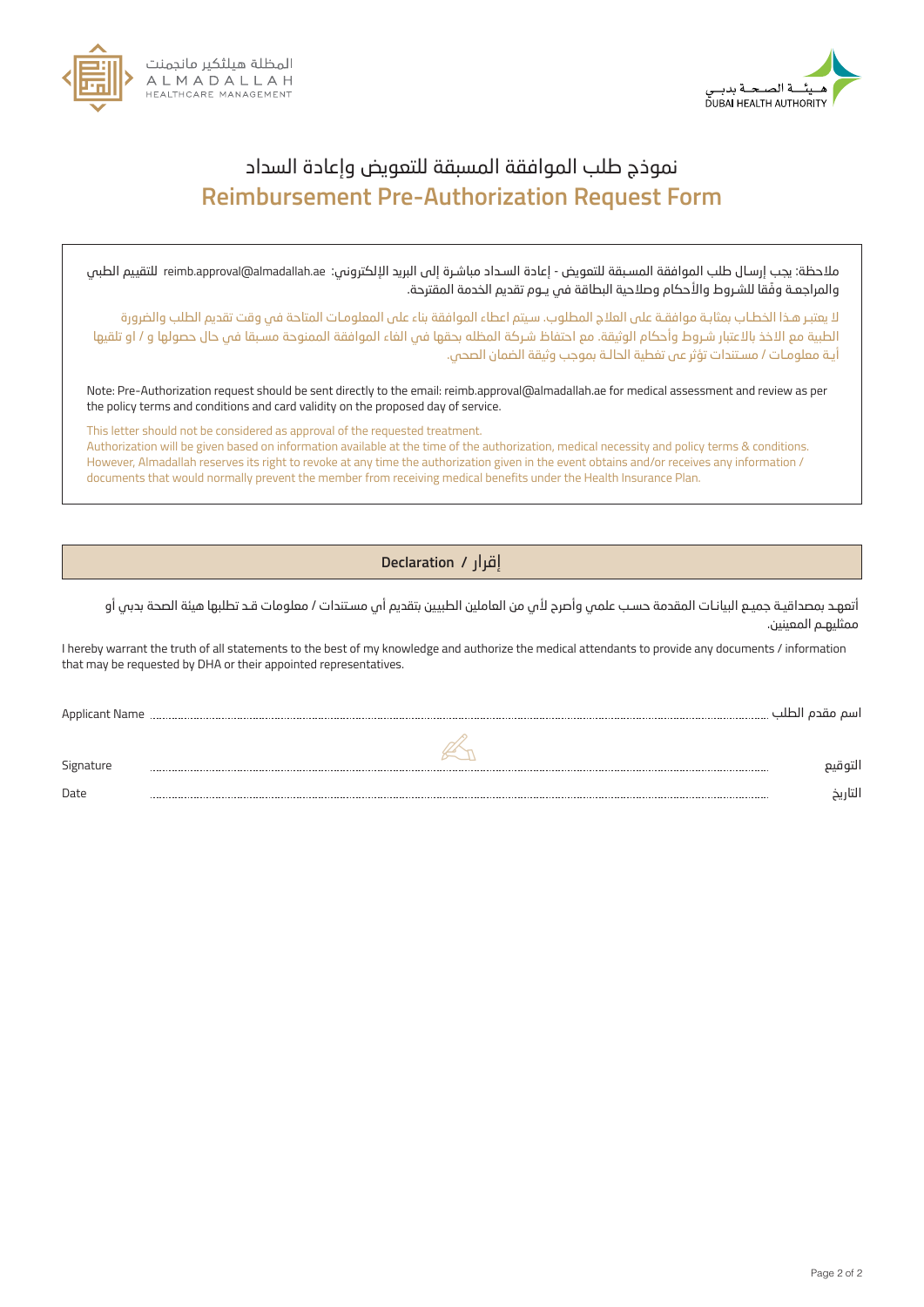المظلة هيلثكير مانجمنت
ALMADALLAH
HEALTHCARE MANAGEMENT

هيئة الصحة بدبي
DUBAI HEALTH AUTHORITY

# نموذج طلب الموافقة المسبقة للتعويض وإعادة السداد
# Reimbursement Pre-Authorization Request Form

ملاحظة: يجب إرسال طلب الموافقة المسبقة للتعويض - إعادة السداد مباشرة إلى البريد الإلكتروني: reimb.approval@almadallah.ae للتقييم الطبي والمراجعة وفقًا للشروط والأحكام وصلاحية البطاقة في يوم تقديم الخدمة المقترحة.

لا يعتبر هذا الخطاب بمثابة موافقة على العلاج المطلوب. سيتم اعطاء الموافقة بناء على المعلومات المتاحة في وقت تقديم الطلب والضرورة الطبية مع الاخذ بالاعتبار شروط وأحكام الوثيقة. مع احتفاظ شركة المظله بحقها في الغاء الموافقة الممنوحة مسبقا في حال حصولها و / او تلقيها أية معلومات / مستندات تؤثر عى تغطية الحالة بموجب وثيقة الضمان الصحي.

Note: Pre-Authorization request should be sent directly to the email: reimb.approval@almadallah.ae for medical assessment and review as per the policy terms and conditions and card validity on the proposed day of service.

This letter should not be considered as approval of the requested treatment.
Authorization will be given based on information available at the time of the authorization, medical necessity and policy terms & conditions. However, Almadallah reserves its right to revoke at any time the authorization given in the event obtains and/or receives any information / documents that would normally prevent the member from receiving medical benefits under the Health Insurance Plan.

## Declaration / إقرار

أتعهد بمصداقية جميع البيانات المقدمة حسب علمي وأصرح لأي من العاملين الطبيين بتقديم أي مستندات / معلومات قد تطلبها هيئة الصحة بدبي أو ممثليهم المعينين.

I hereby warrant the truth of all statements to the best of my knowledge and authorize the medical attendants to provide any documents / information that may be requested by DHA or their appointed representatives.

Applicant Name ........................................................................ اسم مقدم الطلب

Signature ........................................................................ التوقيع

Date ........................................................................ التاريخ